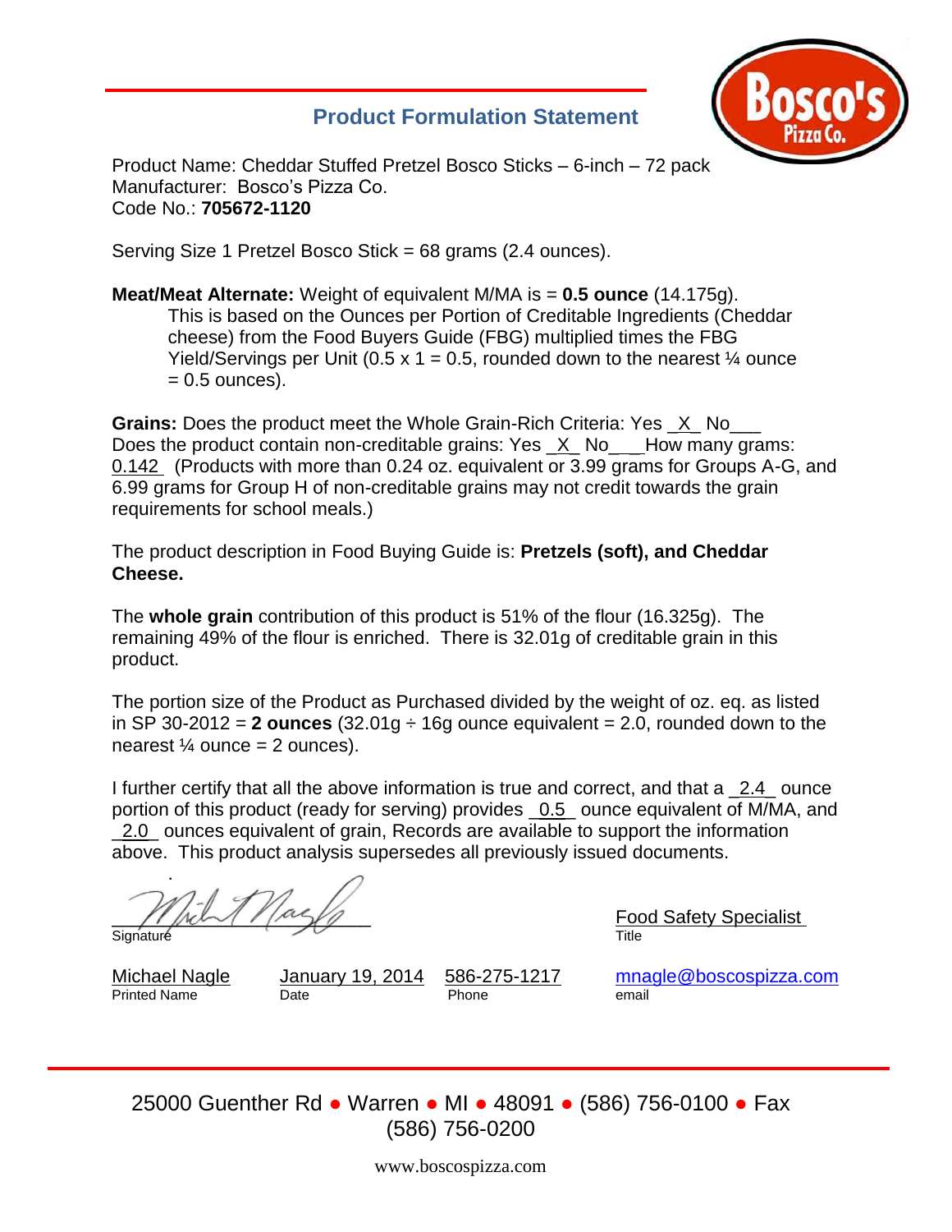## Product Formulation Statement

Product Name: Cheddar Stuffed Pretzel Bosco Sticks – 6-inch – 72 pack
Manufacturer: Bosco's Pizza Co.
Code No.: **705672-1120**

Serving Size 1 Pretzel Bosco Stick = 68 grams (2.4 ounces).

**Meat/Meat Alternate:** Weight of equivalent M/MA is = **0.5 ounce** (14.175g).
This is based on the Ounces per Portion of Creditable Ingredients (Cheddar cheese) from the Food Buyers Guide (FBG) multiplied times the FBG Yield/Servings per Unit (0.5 x 1 = 0.5, rounded down to the nearest ¼ ounce = 0.5 ounces).

**Grains:** Does the product meet the Whole Grain-Rich Criteria: Yes _X_ No___
Does the product contain non-creditable grains: Yes _X_ No___How many grams: 0.142 (Products with more than 0.24 oz. equivalent or 3.99 grams for Groups A-G, and 6.99 grams for Group H of non-creditable grains may not credit towards the grain requirements for school meals.)

The product description in Food Buying Guide is: **Pretzels (soft), and Cheddar Cheese.**

The **whole grain** contribution of this product is 51% of the flour (16.325g). The remaining 49% of the flour is enriched. There is 32.01g of creditable grain in this product.

The portion size of the Product as Purchased divided by the weight of oz. eq. as listed in SP 30-2012 = **2 ounces** (32.01g ÷ 16g ounce equivalent = 2.0, rounded down to the nearest ¼ ounce = 2 ounces).

I further certify that all the above information is true and correct, and that a _2.4_ ounce portion of this product (ready for serving) provides _0.5_ ounce equivalent of M/MA, and _2.0_ ounces equivalent of grain, Records are available to support the information above. This product analysis supersedes all previously issued documents.

Signature: [signature] | Title: Food Safety Specialist

| Printed Name | Date | Phone | email |
| --- | --- | --- | --- |
| Michael Nagle | January 19, 2014 | 586-275-1217 | mnagle@boscospizza.com |

25000 Guenther Rd ● Warren ● MI ● 48091 ● (586) 756-0100 ● Fax (586) 756-0200

www.boscospizza.com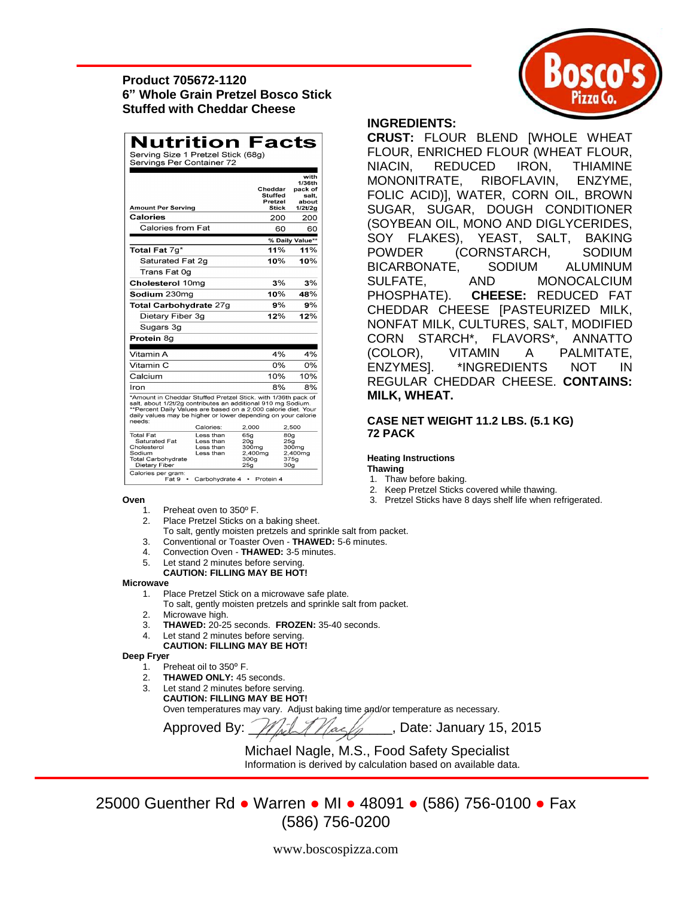**Product 705672-1120**
**6" Whole Grain Pretzel Bosco Stick**
**Stuffed with Cheddar Cheese**

## Nutrition Facts

Serving Size 1 Pretzel Stick (68g)
Servings Per Container 72

| Amount Per Serving | Cheddar Stuffed Pretzel Stick | with 1/36th pack of salt, about 1/2t/2g |
|---|---|---|
| **Calories** | 200 | 200 |
| Calories from Fat | 60 | 60 |
| | **% Daily Value**** | |
| **Total Fat** 7g* | **11%** | **11%** |
| Saturated Fat 2g | **10%** | **10%** |
| Trans Fat 0g | | |
| **Cholesterol** 10mg | 3% | 3% |
| **Sodium** 230mg | 10% | 48% |
| **Total Carbohydrate** 27g | 9% | 9% |
| Dietary Fiber 3g | 12% | 12% |
| Sugars 3g | | |
| **Protein** 8g | | |
| Vitamin A | 4% | 4% |
| Vitamin C | 0% | 0% |
| Calcium | 10% | 10% |
| Iron | 8% | 8% |

*Amount in Cheddar Stuffed Pretzel Stick. with 1/36th pack of salt, about 1/2t/2g contributes an additional 910 mg Sodium.
**Percent Daily Values are based on a 2,000 calorie diet. Your daily values may be higher or lower depending on your calorie needs:

| | Calories: | 2,000 | 2,500 |
|---|---|---|---|
| Total Fat | Less than | 65g | 80g |
| Saturated Fat | Less than | 20g | 25g |
| Cholesterol | Less than | 300mg | 300mg |
| Sodium | Less than | 2,400mg | 2,400mg |
| Total Carbohydrate | | 300g | 375g |
| Dietary Fiber | | 25g | 30g |

Calories per gram:
Fat 9 • Carbohydrate 4 • Protein 4

**INGREDIENTS:**

**CRUST:** FLOUR BLEND [WHOLE WHEAT FLOUR, ENRICHED FLOUR (WHEAT FLOUR, NIACIN, REDUCED IRON, THIAMINE MONONITRATE, RIBOFLAVIN, ENZYME, FOLIC ACID)], WATER, CORN OIL, BROWN SUGAR, SUGAR, DOUGH CONDITIONER (SOYBEAN OIL, MONO AND DIGLYCERIDES, SOY FLAKES), YEAST, SALT, BAKING POWDER (CORNSTARCH, SODIUM BICARBONATE, SODIUM ALUMINUM SULFATE, AND MONOCALCIUM PHOSPHATE). **CHEESE:** REDUCED FAT CHEDDAR CHEESE [PASTEURIZED MILK, NONFAT MILK, CULTURES, SALT, MODIFIED CORN STARCH*, FLAVORS*, ANNATTO (COLOR), VITAMIN A PALMITATE, ENZYMES]. *INGREDIENTS NOT IN REGULAR CHEDDAR CHEESE. **CONTAINS: MILK, WHEAT.**

**CASE NET WEIGHT 11.2 LBS. (5.1 KG)**
**72 PACK**

**Heating Instructions**

**Thawing**

1. Thaw before baking.
2. Keep Pretzel Sticks covered while thawing.
3. Pretzel Sticks have 8 days shelf life when refrigerated.

**Oven**

1. Preheat oven to 350º F.
2. Place Pretzel Sticks on a baking sheet.
   To salt, gently moisten pretzels and sprinkle salt from packet.
3. Conventional or Toaster Oven - **THAWED:** 5-6 minutes.
4. Convection Oven - **THAWED:** 3-5 minutes.
5. Let stand 2 minutes before serving.
   **CAUTION: FILLING MAY BE HOT!**

**Microwave**

1. Place Pretzel Stick on a microwave safe plate.
   To salt, gently moisten pretzels and sprinkle salt from packet.
2. Microwave high.
3. **THAWED:** 20-25 seconds. **FROZEN:** 35-40 seconds.
4. Let stand 2 minutes before serving.
   **CAUTION: FILLING MAY BE HOT!**

**Deep Fryer**

1. Preheat oil to 350º F.
2. **THAWED ONLY:** 45 seconds.
3. Let stand 2 minutes before serving.
   **CAUTION: FILLING MAY BE HOT!**

Oven temperatures may vary. Adjust baking time and/or temperature as necessary.

Approved By: ______________, Date: January 15, 2015

Michael Nagle, M.S., Food Safety Specialist
Information is derived by calculation based on available data.

25000 Guenther Rd • Warren • MI • 48091 • (586) 756-0100 • Fax (586) 756-0200

www.boscospizza.com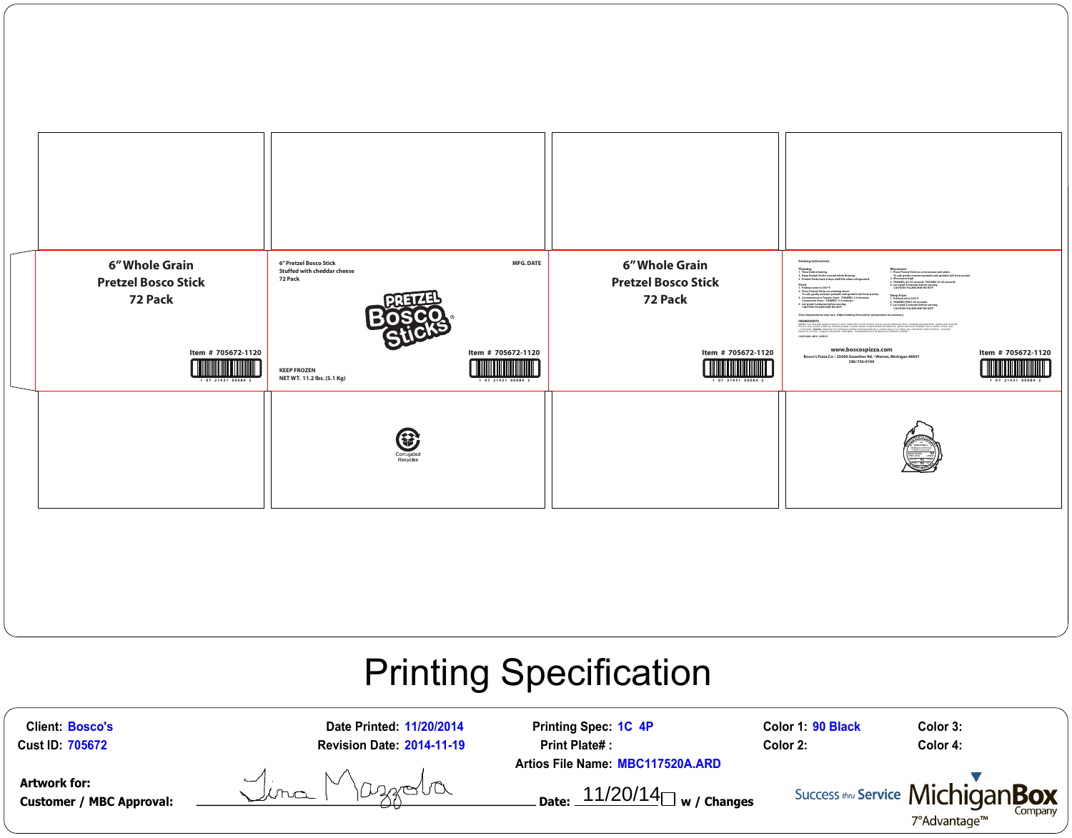6" Whole Grain
Pretzel Bosco Stick
72 Pack

Item # 705672-1120

1 07 21931 00084 2

6" Pretzel Bosco Stick
Stuffed with cheddar cheese
72 Pack

MFG. DATE

PRETZEL Bosco Sticks®

KEEP FROZEN
NET WT. 11.2 lbs. (5.1 Kg)

Item # 705672-1120

1 07 21931 00084 2

Corrugated Recycles

6" Whole Grain
Pretzel Bosco Stick
72 Pack

Item # 705672-1120

1 07 21931 00084 2

Heating Instructions

Oven temperatures may vary. Adjust baking time and/or temperature as necessary.

INGREDIENTS

CONTAINS: MILK, WHEAT

www.boscospizza.com
Bosco's Pizza Co. • 25000 Guenther Rd. • Warren, Michigan 48091
586-756-0100

Item # 705672-1120

1 07 21931 00084 2

# Printing Specification

Client: Bosco's
Cust ID: 705672

Date Printed: 11/20/2014
Revision Date: 2014-11-19

Printing Spec: 1C 4P
Print Plate# :
Artios File Name: MBC117520A.ARD

Color 1: 90 Black
Color 2:
Color 3:
Color 4:

Artwork for:
Customer / MBC Approval: Tina Mazzola Date: 11/20/14 ☐ w / Changes

Success thru Service MichiganBox Company 7°Advantage™